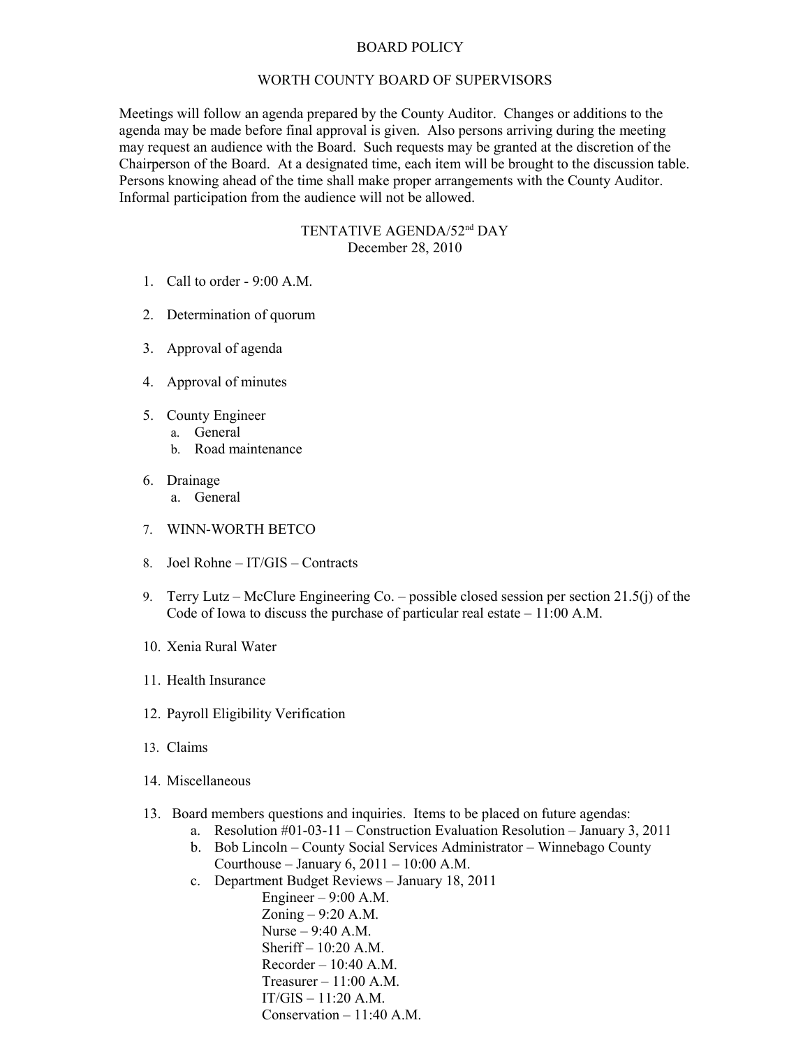# BOARD POLICY

## WORTH COUNTY BOARD OF SUPERVISORS

Meetings will follow an agenda prepared by the County Auditor. Changes or additions to the agenda may be made before final approval is given. Also persons arriving during the meeting may request an audience with the Board. Such requests may be granted at the discretion of the Chairperson of the Board. At a designated time, each item will be brought to the discussion table. Persons knowing ahead of the time shall make proper arrangements with the County Auditor. Informal participation from the audience will not be allowed.

## TENTATIVE AGENDA/52nd DAY
December 28, 2010

1. Call to order - 9:00 A.M.

2. Determination of quorum

3. Approval of agenda

4. Approval of minutes

5. County Engineer
   a. General
   b. Road maintenance

6. Drainage
   a. General

7. WINN-WORTH BETCO

8. Joel Rohne – IT/GIS – Contracts

9. Terry Lutz – McClure Engineering Co. – possible closed session per section 21.5(j) of the Code of Iowa to discuss the purchase of particular real estate – 11:00 A.M.

10. Xenia Rural Water

11. Health Insurance

12. Payroll Eligibility Verification

13. Claims

14. Miscellaneous

13. Board members questions and inquiries. Items to be placed on future agendas:
    a. Resolution #01-03-11 – Construction Evaluation Resolution – January 3, 2011
    b. Bob Lincoln – County Social Services Administrator – Winnebago County Courthouse – January 6, 2011 – 10:00 A.M.
    c. Department Budget Reviews – January 18, 2011
       - Engineer – 9:00 A.M.
       - Zoning – 9:20 A.M.
       - Nurse – 9:40 A.M.
       - Sheriff – 10:20 A.M.
       - Recorder – 10:40 A.M.
       - Treasurer – 11:00 A.M.
       - IT/GIS – 11:20 A.M.
       - Conservation – 11:40 A.M.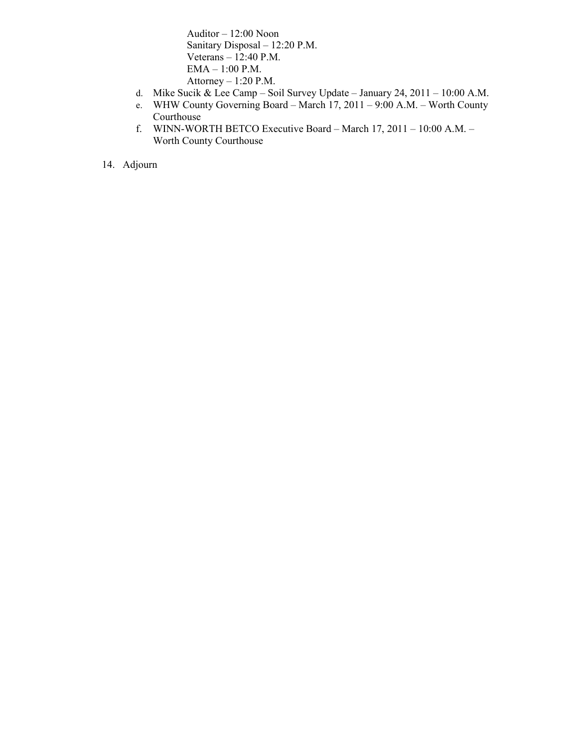Auditor – 12:00 Noon
Sanitary Disposal – 12:20 P.M.
Veterans – 12:40 P.M.
EMA – 1:00 P.M.
Attorney – 1:20 P.M.

d. Mike Sucik & Lee Camp – Soil Survey Update – January 24, 2011 – 10:00 A.M.
e. WHW County Governing Board – March 17, 2011 – 9:00 A.M. – Worth County Courthouse
f. WINN-WORTH BETCO Executive Board – March 17, 2011 – 10:00 A.M. – Worth County Courthouse

14. Adjourn